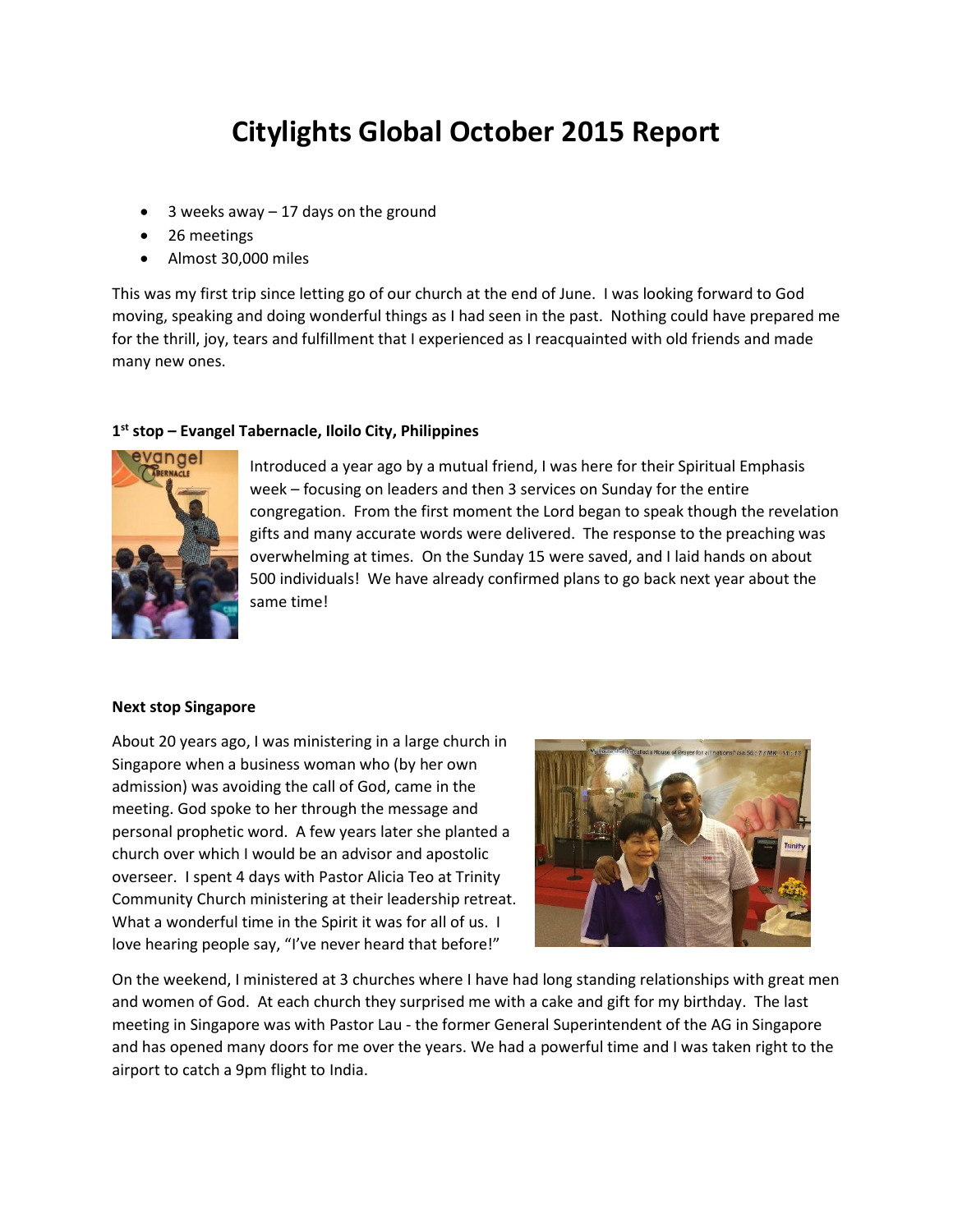# Citylights Global October 2015 Report

- 3 weeks away – 17 days on the ground
- 26 meetings
- Almost 30,000 miles

This was my first trip since letting go of our church at the end of June. I was looking forward to God moving, speaking and doing wonderful things as I had seen in the past. Nothing could have prepared me for the thrill, joy, tears and fulfillment that I experienced as I reacquainted with old friends and made many new ones.

### 1st stop – Evangel Tabernacle, Iloilo City, Philippines

Introduced a year ago by a mutual friend, I was here for their Spiritual Emphasis week – focusing on leaders and then 3 services on Sunday for the entire congregation. From the first moment the Lord began to speak though the revelation gifts and many accurate words were delivered. The response to the preaching was overwhelming at times. On the Sunday 15 were saved, and I laid hands on about 500 individuals! We have already confirmed plans to go back next year about the same time!

### Next stop Singapore

About 20 years ago, I was ministering in a large church in Singapore when a business woman who (by her own admission) was avoiding the call of God, came in the meeting. God spoke to her through the message and personal prophetic word. A few years later she planted a church over which I would be an advisor and apostolic overseer. I spent 4 days with Pastor Alicia Teo at Trinity Community Church ministering at their leadership retreat. What a wonderful time in the Spirit it was for all of us. I love hearing people say, "I've never heard that before!"

On the weekend, I ministered at 3 churches where I have had long standing relationships with great men and women of God. At each church they surprised me with a cake and gift for my birthday. The last meeting in Singapore was with Pastor Lau - the former General Superintendent of the AG in Singapore and has opened many doors for me over the years. We had a powerful time and I was taken right to the airport to catch a 9pm flight to India.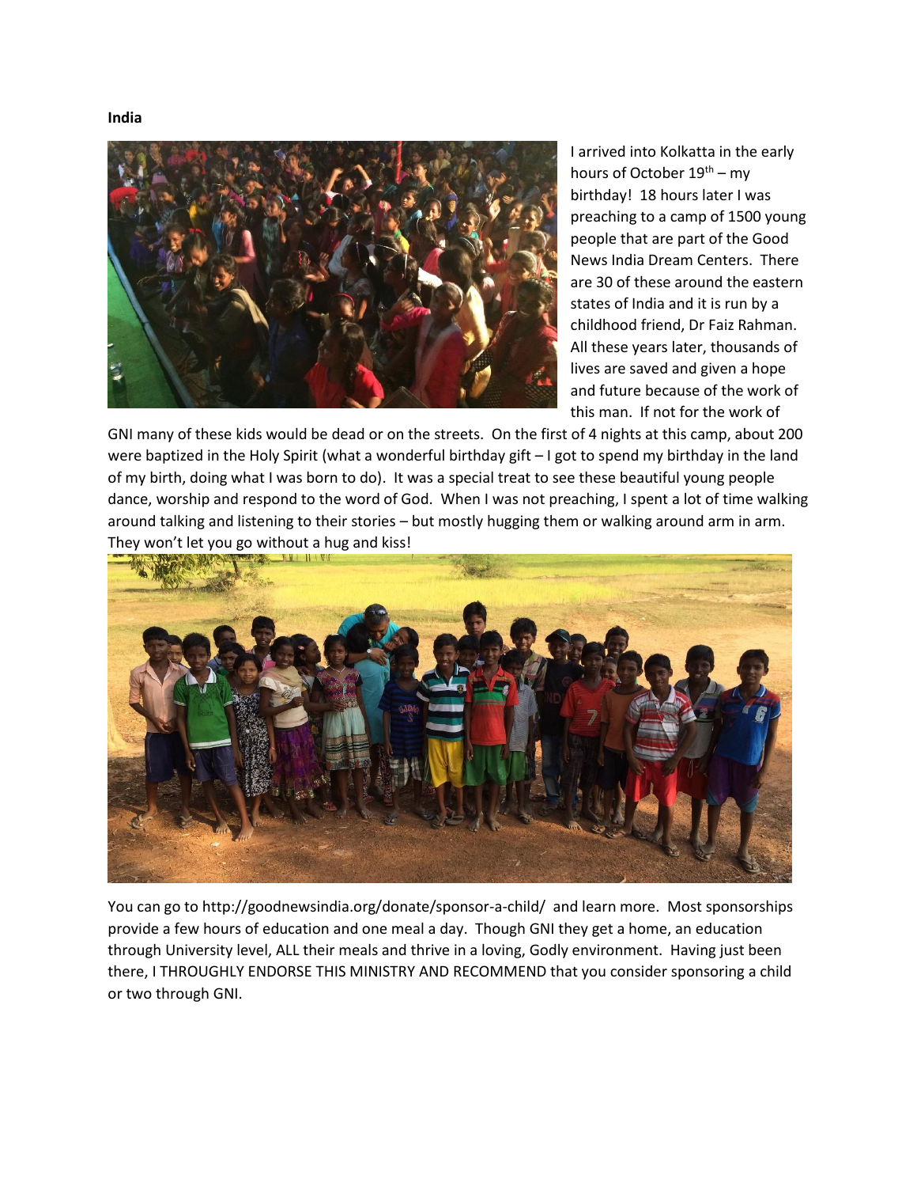**India**

I arrived into Kolkatta in the early hours of October 19th – my birthday! 18 hours later I was preaching to a camp of 1500 young people that are part of the Good News India Dream Centers. There are 30 of these around the eastern states of India and it is run by a childhood friend, Dr Faiz Rahman. All these years later, thousands of lives are saved and given a hope and future because of the work of this man. If not for the work of GNI many of these kids would be dead or on the streets. On the first of 4 nights at this camp, about 200 were baptized in the Holy Spirit (what a wonderful birthday gift – I got to spend my birthday in the land of my birth, doing what I was born to do). It was a special treat to see these beautiful young people dance, worship and respond to the word of God. When I was not preaching, I spent a lot of time walking around talking and listening to their stories – but mostly hugging them or walking around arm in arm. They won't let you go without a hug and kiss!

You can go to http://goodnewsindia.org/donate/sponsor-a-child/ and learn more. Most sponsorships provide a few hours of education and one meal a day. Though GNI they get a home, an education through University level, ALL their meals and thrive in a loving, Godly environment. Having just been there, I THROUGHLY ENDORSE THIS MINISTRY AND RECOMMEND that you consider sponsoring a child or two through GNI.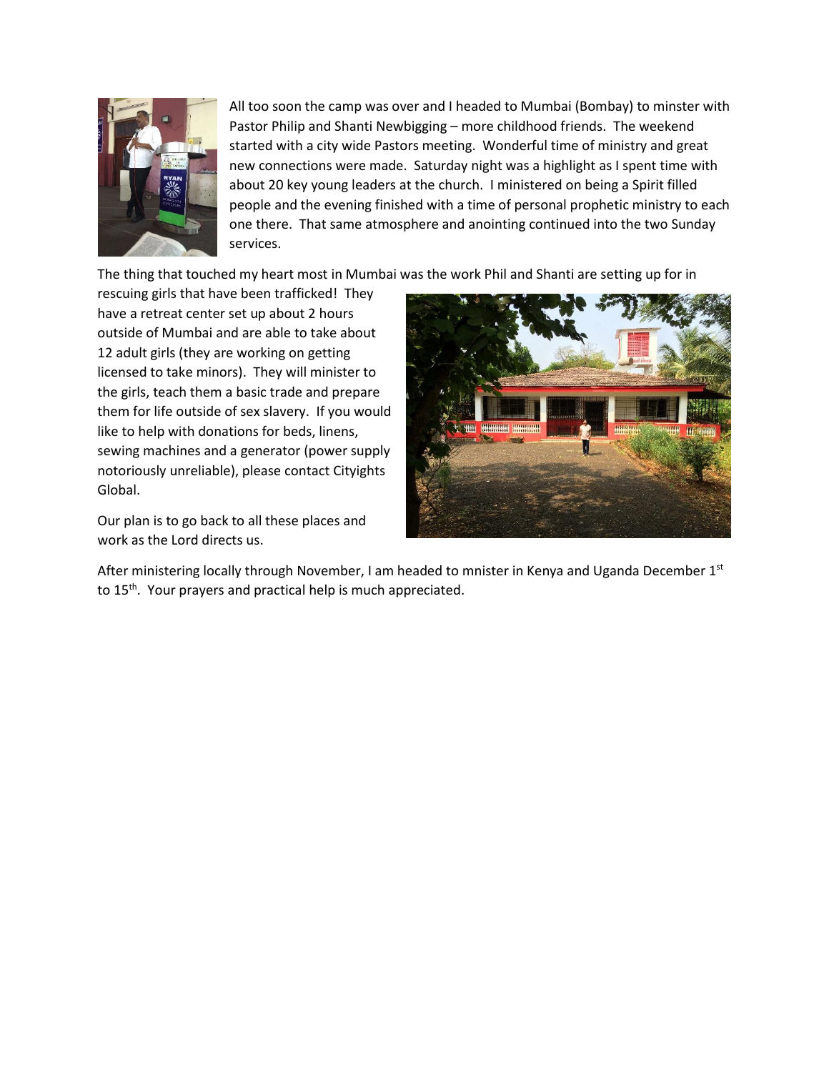All too soon the camp was over and I headed to Mumbai (Bombay) to minster with Pastor Philip and Shanti Newbigging – more childhood friends. The weekend started with a city wide Pastors meeting. Wonderful time of ministry and great new connections were made. Saturday night was a highlight as I spent time with about 20 key young leaders at the church. I ministered on being a Spirit filled people and the evening finished with a time of personal prophetic ministry to each one there. That same atmosphere and anointing continued into the two Sunday services.

The thing that touched my heart most in Mumbai was the work Phil and Shanti are setting up for in rescuing girls that have been trafficked! They have a retreat center set up about 2 hours outside of Mumbai and are able to take about 12 adult girls (they are working on getting licensed to take minors). They will minister to the girls, teach them a basic trade and prepare them for life outside of sex slavery. If you would like to help with donations for beds, linens, sewing machines and a generator (power supply notoriously unreliable), please contact Cityights Global.

Our plan is to go back to all these places and work as the Lord directs us.

After ministering locally through November, I am headed to mnister in Kenya and Uganda December 1st to 15th. Your prayers and practical help is much appreciated.